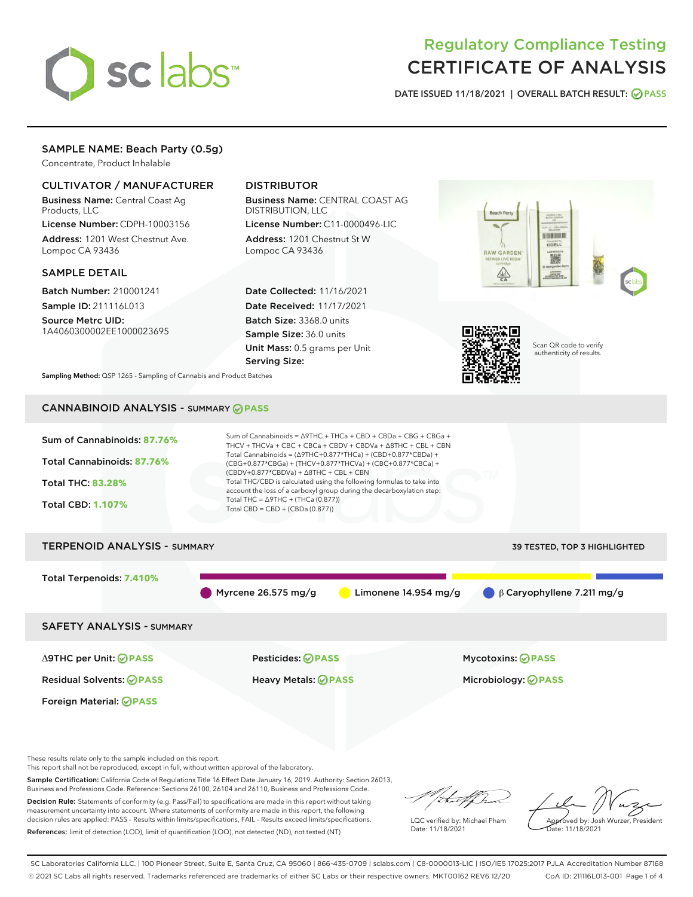# Regulatory Compliance Testing
# CERTIFICATE OF ANALYSIS

DATE ISSUED 11/18/2021 | OVERALL BATCH RESULT: PASS

## SAMPLE NAME: Beach Party (0.5g)

Concentrate, Product Inhalable

### CULTIVATOR / MANUFACTURER

**Business Name:** Central Coast Ag Products, LLC

**License Number:** CDPH-10003156

**Address:** 1201 West Chestnut Ave. Lompoc CA 93436

### DISTRIBUTOR

**Business Name:** CENTRAL COAST AG DISTRIBUTION, LLC

**License Number:** C11-0000496-LIC

**Address:** 1201 Chestnut St W Lompoc CA 93436

### SAMPLE DETAIL

**Batch Number:** 210001241

**Sample ID:** 211116L013

**Source Metrc UID:** 1A4060300002EE1000023695

**Date Collected:** 11/16/2021

**Date Received:** 11/17/2021

**Batch Size:** 3368.0 units

**Sample Size:** 36.0 units

**Unit Mass:** 0.5 grams per Unit

**Serving Size:**

Scan QR code to verify authenticity of results.

**Sampling Method:** QSP 1265 - Sampling of Cannabis and Product Batches

## CANNABINOID ANALYSIS - SUMMARY PASS

Sum of Cannabinoids: **87.76%**

Total Cannabinoids: **87.76%**

Total THC: **83.28%**

Total CBD: **1.107%**

Sum of Cannabinoids = Δ9THC + THCa + CBD + CBDa + CBG + CBGa + THCV + THCVa + CBC + CBCa + CBDV + CBDVa + Δ8THC + CBL + CBN

Total Cannabinoids = (Δ9THC+0.877*THCa) + (CBD+0.877*CBDa) + (CBG+0.877*CBGa) + (THCV+0.877*THCVa) + (CBC+0.877*CBCa) + (CBDV+0.877*CBDVa) + Δ8THC + CBL + CBN

Total THC/CBD is calculated using the following formulas to take into account the loss of a carboxyl group during the decarboxylation step:

Total THC = Δ9THC + (THCa (0.877))

Total CBD = CBD + (CBDa (0.877))

## TERPENOID ANALYSIS - SUMMARY

39 TESTED, TOP 3 HIGHLIGHTED

Total Terpenoids: **7.410%**

Myrcene 26.575 mg/g | Limonene 14.954 mg/g | β Caryophyllene 7.211 mg/g

## SAFETY ANALYSIS - SUMMARY

| | | |
|---|---|---|
| Δ9THC per Unit: PASS | Pesticides: PASS | Mycotoxins: PASS |
| Residual Solvents: PASS | Heavy Metals: PASS | Microbiology: PASS |
| Foreign Material: PASS | | |

These results relate only to the sample included on this report.
This report shall not be reproduced, except in full, without written approval of the laboratory.

**Sample Certification:** California Code of Regulations Title 16 Effect Date January 16, 2019. Authority: Section 26013, Business and Professions Code. Reference: Sections 26100, 26104 and 26110, Business and Professions Code.

**Decision Rule:** Statements of conformity (e.g. Pass/Fail) to specifications are made in this report without taking measurement uncertainty into account. Where statements of conformity are made in this report, the following decision rules are applied: PASS – Results within limits/specifications, FAIL – Results exceed limits/specifications.

**References:** limit of detection (LOD), limit of quantification (LOQ), not detected (ND), not tested (NT)

LQC verified by: Michael Pham
Date: 11/18/2021

Approved by: Josh Wurzer, President
Date: 11/18/2021

SC Laboratories California LLC. | 100 Pioneer Street, Suite E, Santa Cruz, CA 95060 | 866-435-0709 | sclabs.com | C8-0000013-LIC | ISO/IES 17025:2017 PJLA Accreditation Number 87168
© 2021 SC Labs all rights reserved. Trademarks referenced are trademarks of either SC Labs or their respective owners. MKT00162 REV6 12/20 CoA ID: 211116L013-001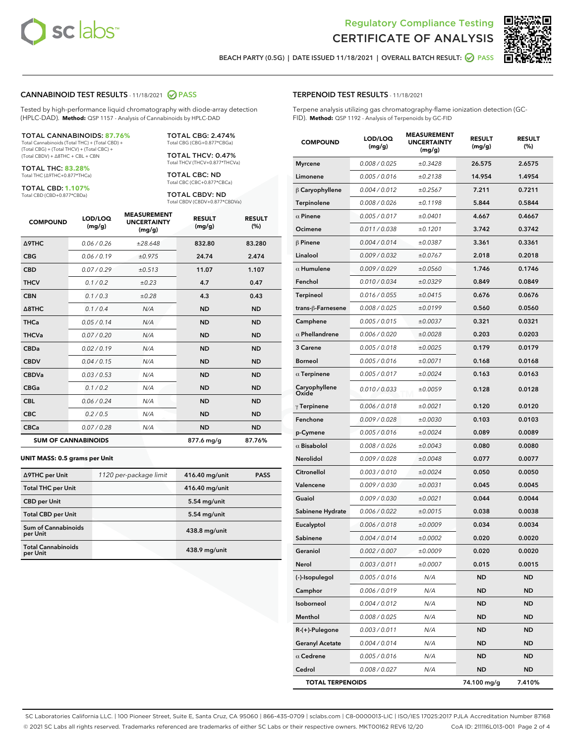Regulatory Compliance Testing
# CERTIFICATE OF ANALYSIS

BEACH PARTY (0.5G) | DATE ISSUED 11/18/2021 | OVERALL BATCH RESULT: PASS

## CANNABINOID TEST RESULTS - 11/18/2021 PASS

Tested by high-performance liquid chromatography with diode-array detection (HPLC-DAD). **Method:** QSP 1157 - Analysis of Cannabinoids by HPLC-DAD

**TOTAL CANNABINOIDS: 87.76%**
Total Cannabinoids (Total THC) + (Total CBD) + (Total CBG) + (Total THCV) + (Total CBC) + (Total CBDV) + Δ8THC + CBL + CBN

**TOTAL THC: 83.28%**
Total THC (Δ9THC+0.877*THCa)

**TOTAL CBD: 1.107%**
Total CBD (CBD+0.877*CBDa)

**TOTAL CBG: 2.474%**
Total CBG (CBG+0.877*CBGa)

**TOTAL THCV: 0.47%**
Total THCV (THCV+0.877*THCVa)

**TOTAL CBC: ND**
Total CBC (CBC+0.877*CBCa)

**TOTAL CBDV: ND**
Total CBDV (CBDV+0.877*CBDVa)

| COMPOUND | LOD/LOQ (mg/g) | MEASUREMENT UNCERTAINTY (mg/g) | RESULT (mg/g) | RESULT (%) |
|---|---|---|---|---|
| Δ9THC | 0.06 / 0.26 | ±28.648 | 832.80 | 83.280 |
| CBG | 0.06 / 0.19 | ±0.975 | 24.74 | 2.474 |
| CBD | 0.07 / 0.29 | ±0.513 | 11.07 | 1.107 |
| THCV | 0.1 / 0.2 | ±0.23 | 4.7 | 0.47 |
| CBN | 0.1 / 0.3 | ±0.28 | 4.3 | 0.43 |
| Δ8THC | 0.1 / 0.4 | N/A | ND | ND |
| THCa | 0.05 / 0.14 | N/A | ND | ND |
| THCVa | 0.07 / 0.20 | N/A | ND | ND |
| CBDa | 0.02 / 0.19 | N/A | ND | ND |
| CBDV | 0.04 / 0.15 | N/A | ND | ND |
| CBDVa | 0.03 / 0.53 | N/A | ND | ND |
| CBGa | 0.1 / 0.2 | N/A | ND | ND |
| CBL | 0.06 / 0.24 | N/A | ND | ND |
| CBC | 0.2 / 0.5 | N/A | ND | ND |
| CBCa | 0.07 / 0.28 | N/A | ND | ND |
| **SUM OF CANNABINOIDS** | | | 877.6 mg/g | 87.76% |

**UNIT MASS: 0.5 grams per Unit**

| | | | |
|---|---|---|---|
| Δ9THC per Unit | 1120 per-package limit | 416.40 mg/unit | PASS |
| Total THC per Unit | | 416.40 mg/unit | |
| CBD per Unit | | 5.54 mg/unit | |
| Total CBD per Unit | | 5.54 mg/unit | |
| Sum of Cannabinoids per Unit | | 438.8 mg/unit | |
| Total Cannabinoids per Unit | | 438.9 mg/unit | |

## TERPENOID TEST RESULTS - 11/18/2021

Terpene analysis utilizing gas chromatography-flame ionization detection (GC-FID). **Method:** QSP 1192 - Analysis of Terpenoids by GC-FID

| COMPOUND | LOD/LOQ (mg/g) | MEASUREMENT UNCERTAINTY (mg/g) | RESULT (mg/g) | RESULT (%) |
|---|---|---|---|---|
| Myrcene | 0.008 / 0.025 | ±0.3428 | 26.575 | 2.6575 |
| Limonene | 0.005 / 0.016 | ±0.2138 | 14.954 | 1.4954 |
| β Caryophyllene | 0.004 / 0.012 | ±0.2567 | 7.211 | 0.7211 |
| Terpinolene | 0.008 / 0.026 | ±0.1198 | 5.844 | 0.5844 |
| α Pinene | 0.005 / 0.017 | ±0.0401 | 4.667 | 0.4667 |
| Ocimene | 0.011 / 0.038 | ±0.1201 | 3.742 | 0.3742 |
| β Pinene | 0.004 / 0.014 | ±0.0387 | 3.361 | 0.3361 |
| Linalool | 0.009 / 0.032 | ±0.0767 | 2.018 | 0.2018 |
| α Humulene | 0.009 / 0.029 | ±0.0560 | 1.746 | 0.1746 |
| Fenchol | 0.010 / 0.034 | ±0.0329 | 0.849 | 0.0849 |
| Terpineol | 0.016 / 0.055 | ±0.0415 | 0.676 | 0.0676 |
| trans-β-Farnesene | 0.008 / 0.025 | ±0.0199 | 0.560 | 0.0560 |
| Camphene | 0.005 / 0.015 | ±0.0037 | 0.321 | 0.0321 |
| α Phellandrene | 0.006 / 0.020 | ±0.0028 | 0.203 | 0.0203 |
| 3 Carene | 0.005 / 0.018 | ±0.0025 | 0.179 | 0.0179 |
| Borneol | 0.005 / 0.016 | ±0.0071 | 0.168 | 0.0168 |
| α Terpinene | 0.005 / 0.017 | ±0.0024 | 0.163 | 0.0163 |
| Caryophyllene Oxide | 0.010 / 0.033 | ±0.0059 | 0.128 | 0.0128 |
| γ Terpinene | 0.006 / 0.018 | ±0.0021 | 0.120 | 0.0120 |
| Fenchone | 0.009 / 0.028 | ±0.0030 | 0.103 | 0.0103 |
| p-Cymene | 0.005 / 0.016 | ±0.0024 | 0.089 | 0.0089 |
| α Bisabolol | 0.008 / 0.026 | ±0.0043 | 0.080 | 0.0080 |
| Nerolidol | 0.009 / 0.028 | ±0.0048 | 0.077 | 0.0077 |
| Citronellol | 0.003 / 0.010 | ±0.0024 | 0.050 | 0.0050 |
| Valencene | 0.009 / 0.030 | ±0.0031 | 0.045 | 0.0045 |
| Guaiol | 0.009 / 0.030 | ±0.0021 | 0.044 | 0.0044 |
| Sabinene Hydrate | 0.006 / 0.022 | ±0.0015 | 0.038 | 0.0038 |
| Eucalyptol | 0.006 / 0.018 | ±0.0009 | 0.034 | 0.0034 |
| Sabinene | 0.004 / 0.014 | ±0.0002 | 0.020 | 0.0020 |
| Geraniol | 0.002 / 0.007 | ±0.0009 | 0.020 | 0.0020 |
| Nerol | 0.003 / 0.011 | ±0.0007 | 0.015 | 0.0015 |
| (-)-Isopulegol | 0.005 / 0.016 | N/A | ND | ND |
| Camphor | 0.006 / 0.019 | N/A | ND | ND |
| Isoborneol | 0.004 / 0.012 | N/A | ND | ND |
| Menthol | 0.008 / 0.025 | N/A | ND | ND |
| R-(+)-Pulegone | 0.003 / 0.011 | N/A | ND | ND |
| Geranyl Acetate | 0.004 / 0.014 | N/A | ND | ND |
| α Cedrene | 0.005 / 0.016 | N/A | ND | ND |
| Cedrol | 0.008 / 0.027 | N/A | ND | ND |
| **TOTAL TERPENOIDS** | | | 74.100 mg/g | 7.410% |

SC Laboratories California LLC. | 100 Pioneer Street, Suite E, Santa Cruz, CA 95060 | 866-435-0709 | sclabs.com | C8-0000013-LIC | ISO/IES 17025:2017 PJLA Accreditation Number 87168
© 2021 SC Labs all rights reserved. Trademarks referenced are trademarks of either SC Labs or their respective owners. MKT00162 REV6 12/20 CoA ID: 211116L013-001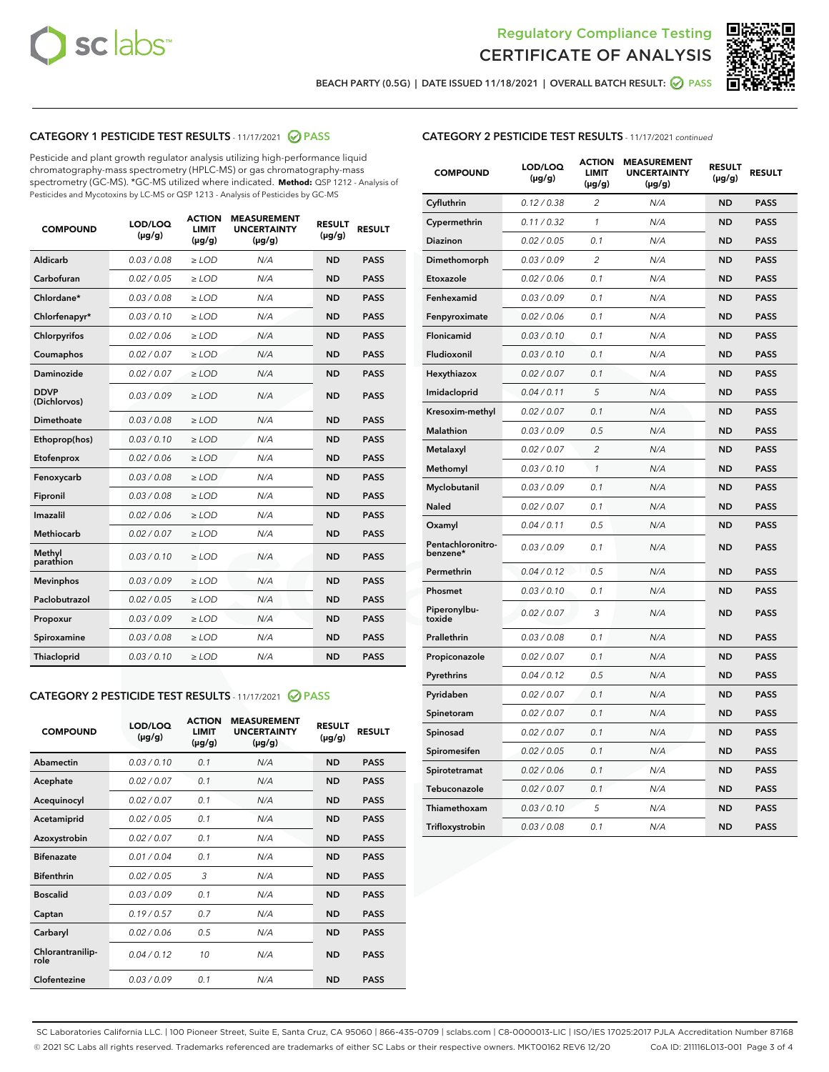BEACH PARTY (0.5G) | DATE ISSUED 11/18/2021 | OVERALL BATCH RESULT: PASS

## CATEGORY 1 PESTICIDE TEST RESULTS - 11/17/2021 PASS

Pesticide and plant growth regulator analysis utilizing high-performance liquid chromatography-mass spectrometry (HPLC-MS) or gas chromatography-mass spectrometry (GC-MS). *GC-MS utilized where indicated. **Method:** QSP 1212 - Analysis of Pesticides and Mycotoxins by LC-MS or QSP 1213 - Analysis of Pesticides by GC-MS

| COMPOUND | LOD/LOQ (µg/g) | ACTION LIMIT (µg/g) | MEASUREMENT UNCERTAINTY (µg/g) | RESULT (µg/g) | RESULT |
|---|---|---|---|---|---|
| Aldicarb | 0.03 / 0.08 | ≥ LOD | N/A | ND | PASS |
| Carbofuran | 0.02 / 0.05 | ≥ LOD | N/A | ND | PASS |
| Chlordane* | 0.03 / 0.08 | ≥ LOD | N/A | ND | PASS |
| Chlorfenapyr* | 0.03 / 0.10 | ≥ LOD | N/A | ND | PASS |
| Chlorpyrifos | 0.02 / 0.06 | ≥ LOD | N/A | ND | PASS |
| Coumaphos | 0.02 / 0.07 | ≥ LOD | N/A | ND | PASS |
| Daminozide | 0.02 / 0.07 | ≥ LOD | N/A | ND | PASS |
| DDVP (Dichlorvos) | 0.03 / 0.09 | ≥ LOD | N/A | ND | PASS |
| Dimethoate | 0.03 / 0.08 | ≥ LOD | N/A | ND | PASS |
| Ethoprop(hos) | 0.03 / 0.10 | ≥ LOD | N/A | ND | PASS |
| Etofenprox | 0.02 / 0.06 | ≥ LOD | N/A | ND | PASS |
| Fenoxycarb | 0.03 / 0.08 | ≥ LOD | N/A | ND | PASS |
| Fipronil | 0.03 / 0.08 | ≥ LOD | N/A | ND | PASS |
| Imazalil | 0.02 / 0.06 | ≥ LOD | N/A | ND | PASS |
| Methiocarb | 0.02 / 0.07 | ≥ LOD | N/A | ND | PASS |
| Methyl parathion | 0.03 / 0.10 | ≥ LOD | N/A | ND | PASS |
| Mevinphos | 0.03 / 0.09 | ≥ LOD | N/A | ND | PASS |
| Paclobutrazol | 0.02 / 0.05 | ≥ LOD | N/A | ND | PASS |
| Propoxur | 0.03 / 0.09 | ≥ LOD | N/A | ND | PASS |
| Spiroxamine | 0.03 / 0.08 | ≥ LOD | N/A | ND | PASS |
| Thiacloprid | 0.03 / 0.10 | ≥ LOD | N/A | ND | PASS |

## CATEGORY 2 PESTICIDE TEST RESULTS - 11/17/2021 PASS

| COMPOUND | LOD/LOQ (µg/g) | ACTION LIMIT (µg/g) | MEASUREMENT UNCERTAINTY (µg/g) | RESULT (µg/g) | RESULT |
|---|---|---|---|---|---|
| Abamectin | 0.03 / 0.10 | 0.1 | N/A | ND | PASS |
| Acephate | 0.02 / 0.07 | 0.1 | N/A | ND | PASS |
| Acequinocyl | 0.02 / 0.07 | 0.1 | N/A | ND | PASS |
| Acetamiprid | 0.02 / 0.05 | 0.1 | N/A | ND | PASS |
| Azoxystrobin | 0.02 / 0.07 | 0.1 | N/A | ND | PASS |
| Bifenazate | 0.01 / 0.04 | 0.1 | N/A | ND | PASS |
| Bifenthrin | 0.02 / 0.05 | 3 | N/A | ND | PASS |
| Boscalid | 0.03 / 0.09 | 0.1 | N/A | ND | PASS |
| Captan | 0.19 / 0.57 | 0.7 | N/A | ND | PASS |
| Carbaryl | 0.02 / 0.06 | 0.5 | N/A | ND | PASS |
| Chlorantraniliprole | 0.04 / 0.12 | 10 | N/A | ND | PASS |
| Clofentezine | 0.03 / 0.09 | 0.1 | N/A | ND | PASS |
| Cyfluthrin | 0.12 / 0.38 | 2 | N/A | ND | PASS |
| Cypermethrin | 0.11 / 0.32 | 1 | N/A | ND | PASS |
| Diazinon | 0.02 / 0.05 | 0.1 | N/A | ND | PASS |
| Dimethomorph | 0.03 / 0.09 | 2 | N/A | ND | PASS |
| Etoxazole | 0.02 / 0.06 | 0.1 | N/A | ND | PASS |
| Fenhexamid | 0.03 / 0.09 | 0.1 | N/A | ND | PASS |
| Fenpyroximate | 0.02 / 0.06 | 0.1 | N/A | ND | PASS |
| Flonicamid | 0.03 / 0.10 | 0.1 | N/A | ND | PASS |
| Fludioxonil | 0.03 / 0.10 | 0.1 | N/A | ND | PASS |
| Hexythiazox | 0.02 / 0.07 | 0.1 | N/A | ND | PASS |
| Imidacloprid | 0.04 / 0.11 | 5 | N/A | ND | PASS |
| Kresoxim-methyl | 0.02 / 0.07 | 0.1 | N/A | ND | PASS |
| Malathion | 0.03 / 0.09 | 0.5 | N/A | ND | PASS |
| Metalaxyl | 0.02 / 0.07 | 2 | N/A | ND | PASS |
| Methomyl | 0.03 / 0.10 | 1 | N/A | ND | PASS |
| Myclobutanil | 0.03 / 0.09 | 0.1 | N/A | ND | PASS |
| Naled | 0.02 / 0.07 | 0.1 | N/A | ND | PASS |
| Oxamyl | 0.04 / 0.11 | 0.5 | N/A | ND | PASS |
| Pentachloronitrobenzene* | 0.03 / 0.09 | 0.1 | N/A | ND | PASS |
| Permethrin | 0.04 / 0.12 | 0.5 | N/A | ND | PASS |
| Phosmet | 0.03 / 0.10 | 0.1 | N/A | ND | PASS |
| Piperonylbutoxide | 0.02 / 0.07 | 3 | N/A | ND | PASS |
| Prallethrin | 0.03 / 0.08 | 0.1 | N/A | ND | PASS |
| Propiconazole | 0.02 / 0.07 | 0.1 | N/A | ND | PASS |
| Pyrethrins | 0.04 / 0.12 | 0.5 | N/A | ND | PASS |
| Pyridaben | 0.02 / 0.07 | 0.1 | N/A | ND | PASS |
| Spinetoram | 0.02 / 0.07 | 0.1 | N/A | ND | PASS |
| Spinosad | 0.02 / 0.07 | 0.1 | N/A | ND | PASS |
| Spiromesifen | 0.02 / 0.05 | 0.1 | N/A | ND | PASS |
| Spirotetramat | 0.02 / 0.06 | 0.1 | N/A | ND | PASS |
| Tebuconazole | 0.02 / 0.07 | 0.1 | N/A | ND | PASS |
| Thiamethoxam | 0.03 / 0.10 | 5 | N/A | ND | PASS |
| Trifloxystrobin | 0.03 / 0.08 | 0.1 | N/A | ND | PASS |

SC Laboratories California LLC. | 100 Pioneer Street, Suite E, Santa Cruz, CA 95060 | 866-435-0709 | sclabs.com | C8-0000013-LIC | ISO/IES 17025:2017 PJLA Accreditation Number 87168
© 2021 SC Labs all rights reserved. Trademarks referenced are trademarks of either SC Labs or their respective owners. MKT00162 REV6 12/20 CoA ID: 211116L013-001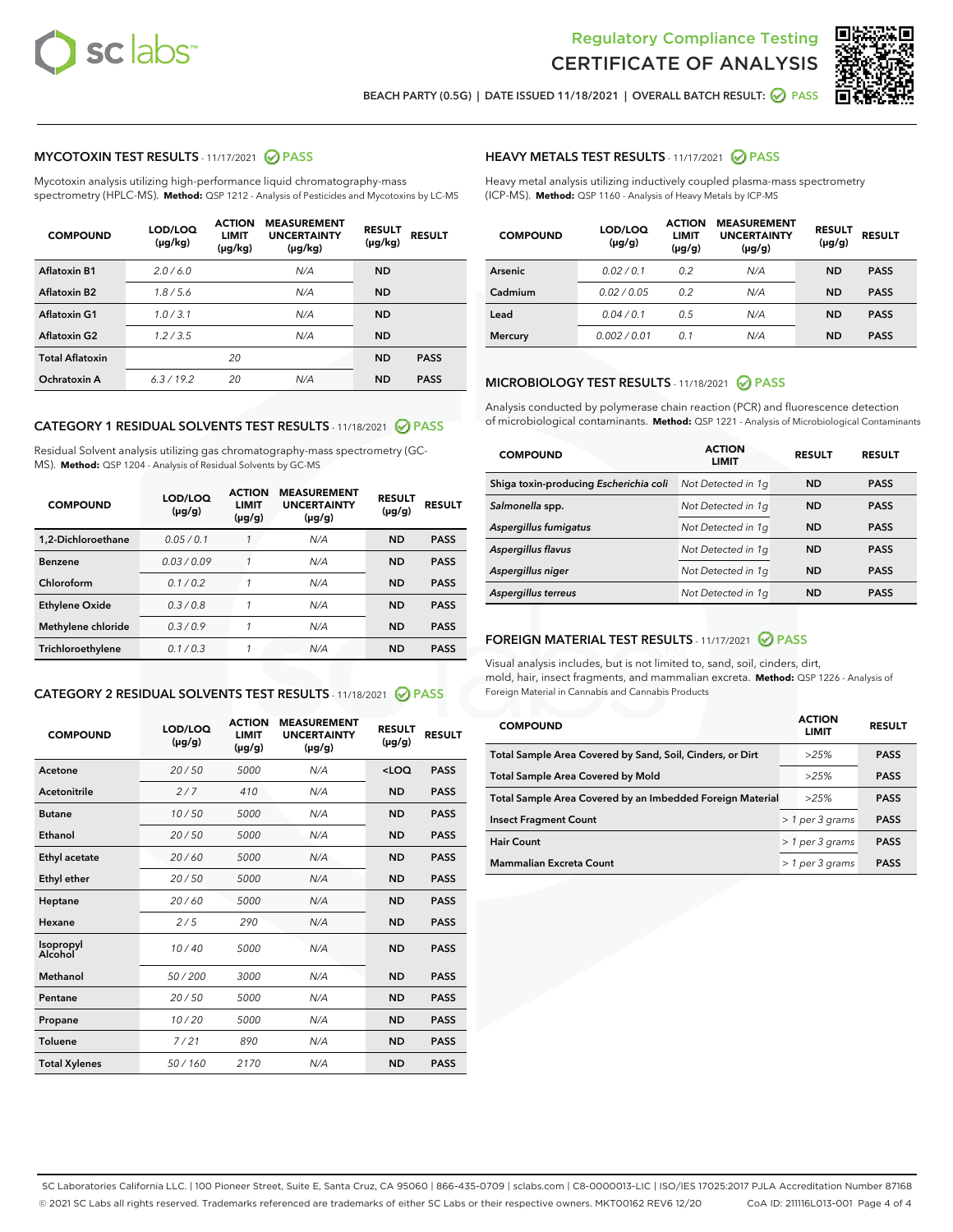# Regulatory Compliance Testing
# CERTIFICATE OF ANALYSIS

BEACH PARTY (0.5G) | DATE ISSUED 11/18/2021 | OVERALL BATCH RESULT: PASS

## MYCOTOXIN TEST RESULTS - 11/17/2021 PASS

Mycotoxin analysis utilizing high-performance liquid chromatography-mass spectrometry (HPLC-MS). **Method:** QSP 1212 - Analysis of Pesticides and Mycotoxins by LC-MS

| COMPOUND | LOD/LOQ (µg/kg) | ACTION LIMIT (µg/kg) | MEASUREMENT UNCERTAINTY (µg/kg) | RESULT (µg/kg) | RESULT |
|---|---|---|---|---|---|
| Aflatoxin B1 | 2.0 / 6.0 | | N/A | ND | |
| Aflatoxin B2 | 1.8 / 5.6 | | N/A | ND | |
| Aflatoxin G1 | 1.0 / 3.1 | | N/A | ND | |
| Aflatoxin G2 | 1.2 / 3.5 | | N/A | ND | |
| Total Aflatoxin | | 20 | | ND | PASS |
| Ochratoxin A | 6.3 / 19.2 | 20 | N/A | ND | PASS |

## CATEGORY 1 RESIDUAL SOLVENTS TEST RESULTS - 11/18/2021 PASS

Residual Solvent analysis utilizing gas chromatography-mass spectrometry (GC-MS). **Method:** QSP 1204 - Analysis of Residual Solvents by GC-MS

| COMPOUND | LOD/LOQ (µg/g) | ACTION LIMIT (µg/g) | MEASUREMENT UNCERTAINTY (µg/g) | RESULT (µg/g) | RESULT |
|---|---|---|---|---|---|
| 1,2-Dichloroethane | 0.05 / 0.1 | 1 | N/A | ND | PASS |
| Benzene | 0.03 / 0.09 | 1 | N/A | ND | PASS |
| Chloroform | 0.1 / 0.2 | 1 | N/A | ND | PASS |
| Ethylene Oxide | 0.3 / 0.8 | 1 | N/A | ND | PASS |
| Methylene chloride | 0.3 / 0.9 | 1 | N/A | ND | PASS |
| Trichloroethylene | 0.1 / 0.3 | 1 | N/A | ND | PASS |

## CATEGORY 2 RESIDUAL SOLVENTS TEST RESULTS - 11/18/2021 PASS

| COMPOUND | LOD/LOQ (µg/g) | ACTION LIMIT (µg/g) | MEASUREMENT UNCERTAINTY (µg/g) | RESULT (µg/g) | RESULT |
|---|---|---|---|---|---|
| Acetone | 20 / 50 | 5000 | N/A | <LOQ | PASS |
| Acetonitrile | 2 / 7 | 410 | N/A | ND | PASS |
| Butane | 10 / 50 | 5000 | N/A | ND | PASS |
| Ethanol | 20 / 50 | 5000 | N/A | ND | PASS |
| Ethyl acetate | 20 / 60 | 5000 | N/A | ND | PASS |
| Ethyl ether | 20 / 50 | 5000 | N/A | ND | PASS |
| Heptane | 20 / 60 | 5000 | N/A | ND | PASS |
| Hexane | 2 / 5 | 290 | N/A | ND | PASS |
| Isopropyl Alcohol | 10 / 40 | 5000 | N/A | ND | PASS |
| Methanol | 50 / 200 | 3000 | N/A | ND | PASS |
| Pentane | 20 / 50 | 5000 | N/A | ND | PASS |
| Propane | 10 / 20 | 5000 | N/A | ND | PASS |
| Toluene | 7 / 21 | 890 | N/A | ND | PASS |
| Total Xylenes | 50 / 160 | 2170 | N/A | ND | PASS |

## HEAVY METALS TEST RESULTS - 11/17/2021 PASS

Heavy metal analysis utilizing inductively coupled plasma-mass spectrometry (ICP-MS). **Method:** QSP 1160 - Analysis of Heavy Metals by ICP-MS

| COMPOUND | LOD/LOQ (µg/g) | ACTION LIMIT (µg/g) | MEASUREMENT UNCERTAINTY (µg/g) | RESULT (µg/g) | RESULT |
|---|---|---|---|---|---|
| Arsenic | 0.02 / 0.1 | 0.2 | N/A | ND | PASS |
| Cadmium | 0.02 / 0.05 | 0.2 | N/A | ND | PASS |
| Lead | 0.04 / 0.1 | 0.5 | N/A | ND | PASS |
| Mercury | 0.002 / 0.01 | 0.1 | N/A | ND | PASS |

## MICROBIOLOGY TEST RESULTS - 11/18/2021 PASS

Analysis conducted by polymerase chain reaction (PCR) and fluorescence detection of microbiological contaminants. **Method:** QSP 1221 - Analysis of Microbiological Contaminants

| COMPOUND | ACTION LIMIT | RESULT | RESULT |
|---|---|---|---|
| Shiga toxin-producing *Escherichia coli* | Not Detected in 1g | ND | PASS |
| *Salmonella* spp. | Not Detected in 1g | ND | PASS |
| *Aspergillus fumigatus* | Not Detected in 1g | ND | PASS |
| *Aspergillus flavus* | Not Detected in 1g | ND | PASS |
| *Aspergillus niger* | Not Detected in 1g | ND | PASS |
| *Aspergillus terreus* | Not Detected in 1g | ND | PASS |

## FOREIGN MATERIAL TEST RESULTS - 11/17/2021 PASS

Visual analysis includes, but is not limited to, sand, soil, cinders, dirt, mold, hair, insect fragments, and mammalian excreta. **Method:** QSP 1226 - Analysis of Foreign Material in Cannabis and Cannabis Products

| COMPOUND | ACTION LIMIT | RESULT |
|---|---|---|
| Total Sample Area Covered by Sand, Soil, Cinders, or Dirt | >25% | PASS |
| Total Sample Area Covered by Mold | >25% | PASS |
| Total Sample Area Covered by an Imbedded Foreign Material | >25% | PASS |
| Insect Fragment Count | > 1 per 3 grams | PASS |
| Hair Count | > 1 per 3 grams | PASS |
| Mammalian Excreta Count | > 1 per 3 grams | PASS |

SC Laboratories California LLC. | 100 Pioneer Street, Suite E, Santa Cruz, CA 95060 | 866-435-0709 | sclabs.com | C8-0000013-LIC | ISO/IES 17025:2017 PJLA Accreditation Number 87168
© 2021 SC Labs all rights reserved. Trademarks referenced are trademarks of either SC Labs or their respective owners. MKT00162 REV6 12/20 CoA ID: 211116L013-001